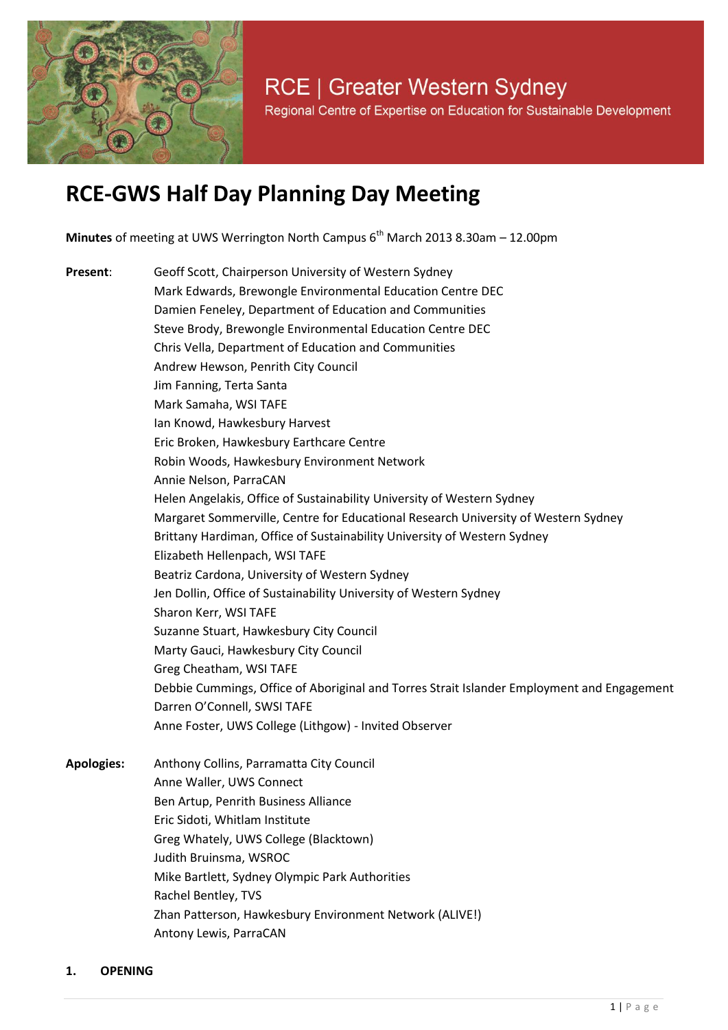RCE | Greater Western Sydney

Regional Centre of Expertise on Education for Sustainable Development

# RCE-GWS Half Day Planning Day Meeting

**Minutes** of meeting at UWS Werrington North Campus 6th March 2013 8.30am – 12.00pm

**Present**:

Geoff Scott, Chairperson University of Western Sydney
Mark Edwards, Brewongle Environmental Education Centre DEC
Damien Feneley, Department of Education and Communities
Steve Brody, Brewongle Environmental Education Centre DEC
Chris Vella, Department of Education and Communities
Andrew Hewson, Penrith City Council
Jim Fanning, Terta Santa
Mark Samaha, WSI TAFE
Ian Knowd, Hawkesbury Harvest
Eric Broken, Hawkesbury Earthcare Centre
Robin Woods, Hawkesbury Environment Network
Annie Nelson, ParraCAN
Helen Angelakis, Office of Sustainability University of Western Sydney
Margaret Sommerville, Centre for Educational Research University of Western Sydney
Brittany Hardiman, Office of Sustainability University of Western Sydney
Elizabeth Hellenpach, WSI TAFE
Beatriz Cardona, University of Western Sydney
Jen Dollin, Office of Sustainability University of Western Sydney
Sharon Kerr, WSI TAFE
Suzanne Stuart, Hawkesbury City Council
Marty Gauci, Hawkesbury City Council
Greg Cheatham, WSI TAFE
Debbie Cummings, Office of Aboriginal and Torres Strait Islander Employment and Engagement
Darren O'Connell, SWSI TAFE
Anne Foster, UWS College (Lithgow) - Invited Observer

**Apologies:**

Anthony Collins, Parramatta City Council
Anne Waller, UWS Connect
Ben Artup, Penrith Business Alliance
Eric Sidoti, Whitlam Institute
Greg Whately, UWS College (Blacktown)
Judith Bruinsma, WSROC
Mike Bartlett, Sydney Olympic Park Authorities
Rachel Bentley, TVS
Zhan Patterson, Hawkesbury Environment Network (ALIVE!)
Antony Lewis, ParraCAN

**1. OPENING**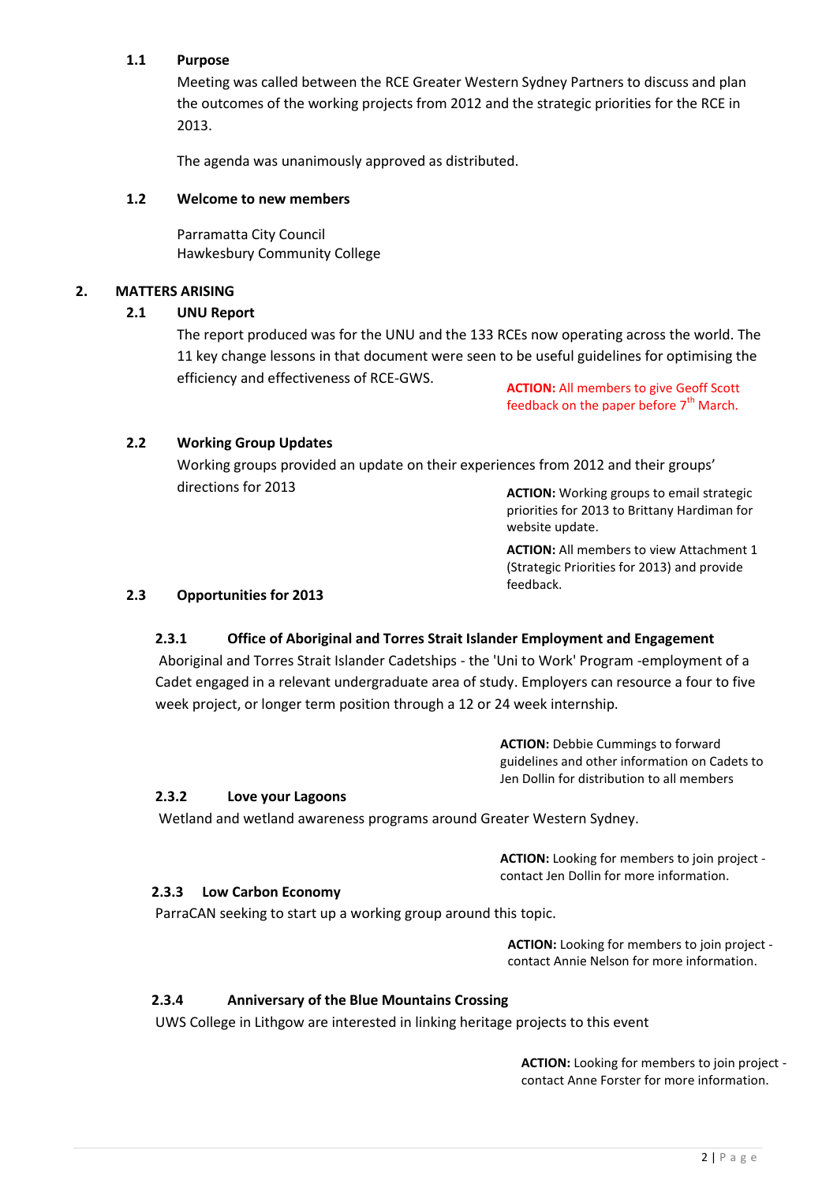### 1.1 Purpose

Meeting was called between the RCE Greater Western Sydney Partners to discuss and plan the outcomes of the working projects from 2012 and the strategic priorities for the RCE in 2013.

The agenda was unanimously approved as distributed.

### 1.2 Welcome to new members

Parramatta City Council
Hawkesbury Community College

## 2. MATTERS ARISING

### 2.1 UNU Report

The report produced was for the UNU and the 133 RCEs now operating across the world. The 11 key change lessons in that document were seen to be useful guidelines for optimising the efficiency and effectiveness of RCE-GWS.

**ACTION:** All members to give Geoff Scott feedback on the paper before 7th March.

### 2.2 Working Group Updates

Working groups provided an update on their experiences from 2012 and their groups' directions for 2013

**ACTION:** Working groups to email strategic priorities for 2013 to Brittany Hardiman for website update.

**ACTION:** All members to view Attachment 1 (Strategic Priorities for 2013) and provide feedback.

### 2.3 Opportunities for 2013

#### 2.3.1 Office of Aboriginal and Torres Strait Islander Employment and Engagement

Aboriginal and Torres Strait Islander Cadetships - the 'Uni to Work' Program -employment of a Cadet engaged in a relevant undergraduate area of study. Employers can resource a four to five week project, or longer term position through a 12 or 24 week internship.

**ACTION:** Debbie Cummings to forward guidelines and other information on Cadets to Jen Dollin for distribution to all members

#### 2.3.2 Love your Lagoons

Wetland and wetland awareness programs around Greater Western Sydney.

**ACTION:** Looking for members to join project - contact Jen Dollin for more information.

#### 2.3.3 Low Carbon Economy

ParraCAN seeking to start up a working group around this topic.

**ACTION:** Looking for members to join project - contact Annie Nelson for more information.

#### 2.3.4 Anniversary of the Blue Mountains Crossing

UWS College in Lithgow are interested in linking heritage projects to this event

**ACTION:** Looking for members to join project - contact Anne Forster for more information.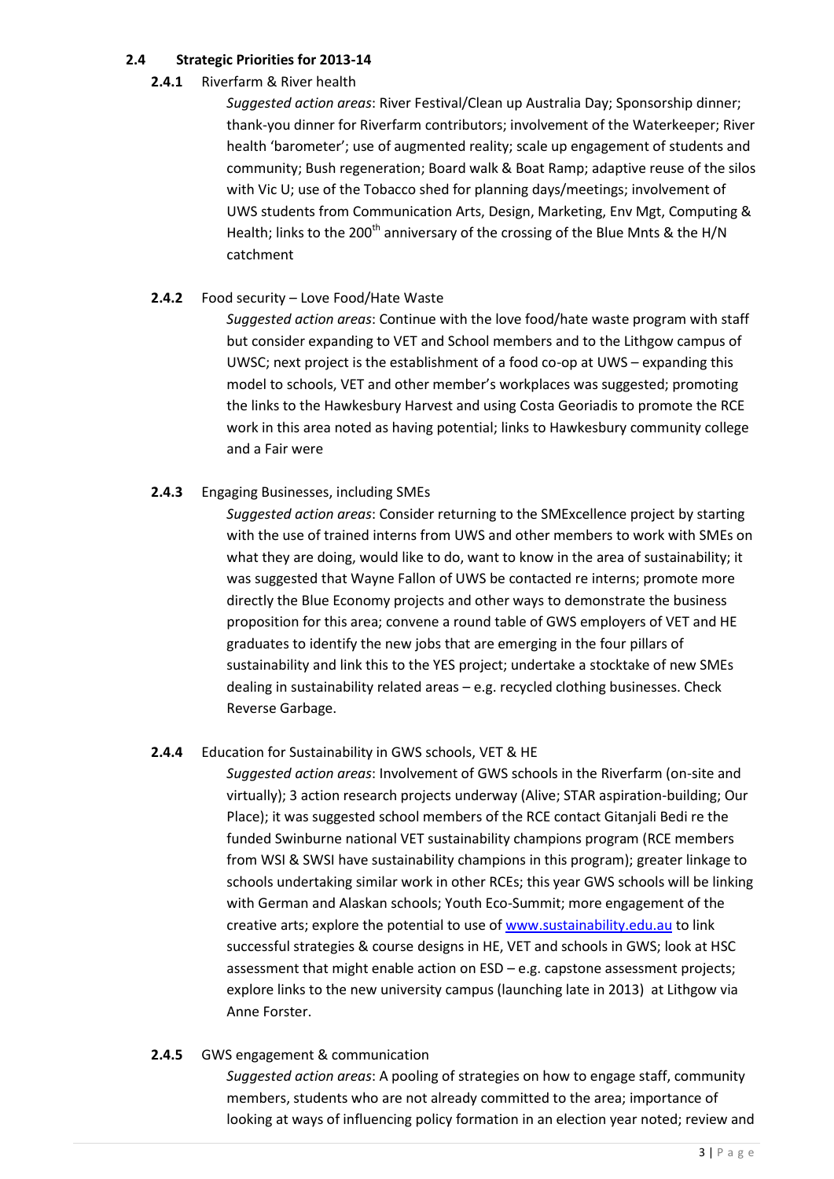### 2.4 Strategic Priorities for 2013-14

#### 2.4.1 Riverfarm & River health

*Suggested action areas*: River Festival/Clean up Australia Day; Sponsorship dinner; thank-you dinner for Riverfarm contributors; involvement of the Waterkeeper; River health 'barometer'; use of augmented reality; scale up engagement of students and community; Bush regeneration; Board walk & Boat Ramp; adaptive reuse of the silos with Vic U; use of the Tobacco shed for planning days/meetings; involvement of UWS students from Communication Arts, Design, Marketing, Env Mgt, Computing & Health; links to the 200th anniversary of the crossing of the Blue Mnts & the H/N catchment

#### 2.4.2 Food security – Love Food/Hate Waste

*Suggested action areas*: Continue with the love food/hate waste program with staff but consider expanding to VET and School members and to the Lithgow campus of UWSC; next project is the establishment of a food co-op at UWS – expanding this model to schools, VET and other member's workplaces was suggested; promoting the links to the Hawkesbury Harvest and using Costa Georiadis to promote the RCE work in this area noted as having potential; links to Hawkesbury community college and a Fair were

#### 2.4.3 Engaging Businesses, including SMEs

*Suggested action areas*: Consider returning to the SMExcellence project by starting with the use of trained interns from UWS and other members to work with SMEs on what they are doing, would like to do, want to know in the area of sustainability; it was suggested that Wayne Fallon of UWS be contacted re interns; promote more directly the Blue Economy projects and other ways to demonstrate the business proposition for this area; convene a round table of GWS employers of VET and HE graduates to identify the new jobs that are emerging in the four pillars of sustainability and link this to the YES project; undertake a stocktake of new SMEs dealing in sustainability related areas – e.g. recycled clothing businesses. Check Reverse Garbage.

#### 2.4.4 Education for Sustainability in GWS schools, VET & HE

*Suggested action areas*: Involvement of GWS schools in the Riverfarm (on-site and virtually); 3 action research projects underway (Alive; STAR aspiration-building; Our Place); it was suggested school members of the RCE contact Gitanjali Bedi re the funded Swinburne national VET sustainability champions program (RCE members from WSI & SWSI have sustainability champions in this program); greater linkage to schools undertaking similar work in other RCEs; this year GWS schools will be linking with German and Alaskan schools; Youth Eco-Summit; more engagement of the creative arts; explore the potential to use of [www.sustainability.edu.au](www.sustainability.edu.au) to link successful strategies & course designs in HE, VET and schools in GWS; look at HSC assessment that might enable action on ESD – e.g. capstone assessment projects; explore links to the new university campus (launching late in 2013) at Lithgow via Anne Forster.

#### 2.4.5 GWS engagement & communication

*Suggested action areas*: A pooling of strategies on how to engage staff, community members, students who are not already committed to the area; importance of looking at ways of influencing policy formation in an election year noted; review and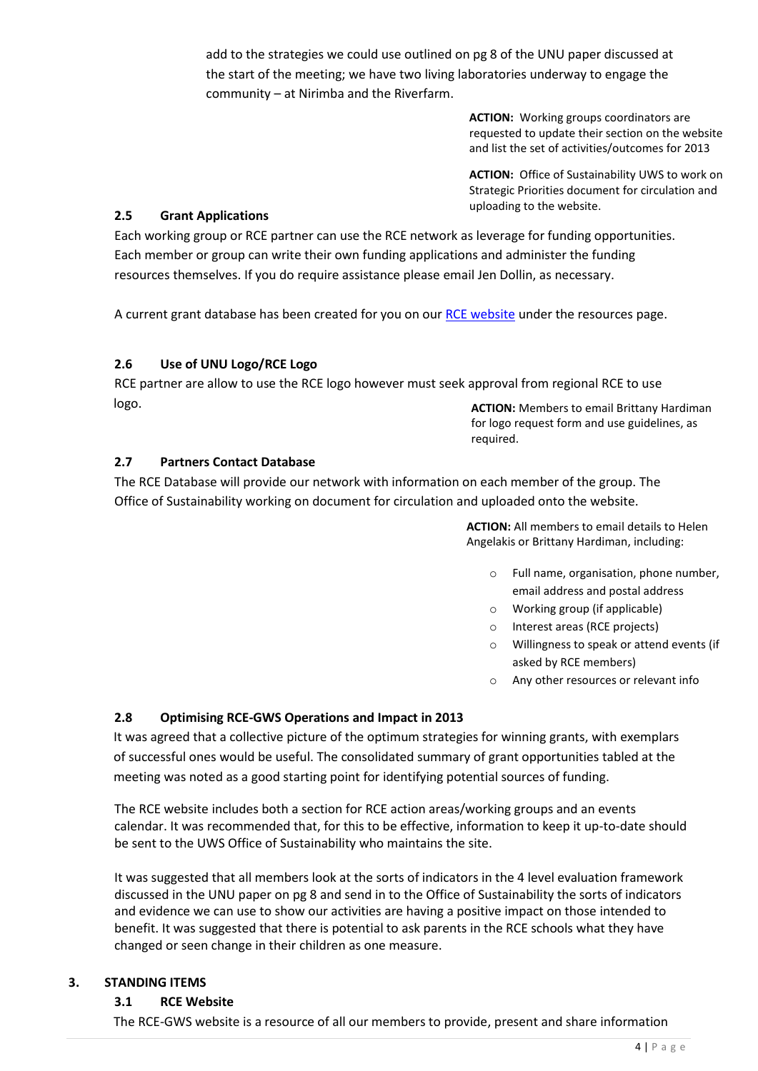add to the strategies we could use outlined on pg 8 of the UNU paper discussed at the start of the meeting; we have two living laboratories underway to engage the community – at Nirimba and the Riverfarm.

**ACTION:** Working groups coordinators are requested to update their section on the website and list the set of activities/outcomes for 2013

**ACTION:** Office of Sustainability UWS to work on Strategic Priorities document for circulation and uploading to the website.

### 2.5 Grant Applications

Each working group or RCE partner can use the RCE network as leverage for funding opportunities. Each member or group can write their own funding applications and administer the funding resources themselves. If you do require assistance please email Jen Dollin, as necessary.

A current grant database has been created for you on our [RCE website] under the resources page.

### 2.6 Use of UNU Logo/RCE Logo

RCE partner are allow to use the RCE logo however must seek approval from regional RCE to use logo.

**ACTION:** Members to email Brittany Hardiman for logo request form and use guidelines, as required.

### 2.7 Partners Contact Database

The RCE Database will provide our network with information on each member of the group. The Office of Sustainability working on document for circulation and uploaded onto the website.

**ACTION:** All members to email details to Helen Angelakis or Brittany Hardiman, including:

- Full name, organisation, phone number, email address and postal address
- Working group (if applicable)
- Interest areas (RCE projects)
- Willingness to speak or attend events (if asked by RCE members)
- Any other resources or relevant info

### 2.8 Optimising RCE-GWS Operations and Impact in 2013

It was agreed that a collective picture of the optimum strategies for winning grants, with exemplars of successful ones would be useful. The consolidated summary of grant opportunities tabled at the meeting was noted as a good starting point for identifying potential sources of funding.

The RCE website includes both a section for RCE action areas/working groups and an events calendar. It was recommended that, for this to be effective, information to keep it up-to-date should be sent to the UWS Office of Sustainability who maintains the site.

It was suggested that all members look at the sorts of indicators in the 4 level evaluation framework discussed in the UNU paper on pg 8 and send in to the Office of Sustainability the sorts of indicators and evidence we can use to show our activities are having a positive impact on those intended to benefit. It was suggested that there is potential to ask parents in the RCE schools what they have changed or seen change in their children as one measure.

## 3. STANDING ITEMS

### 3.1 RCE Website

The RCE-GWS website is a resource of all our members to provide, present and share information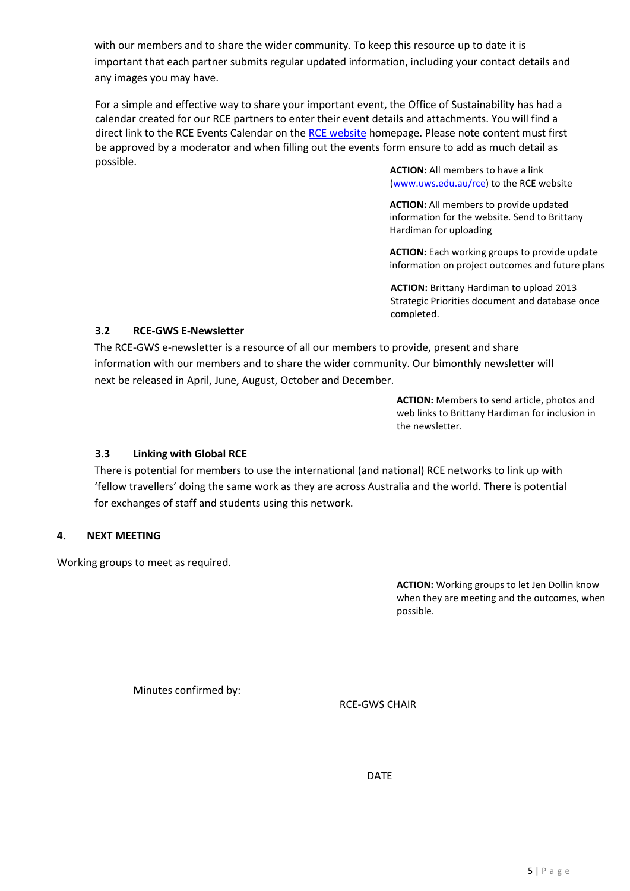with our members and to share the wider community. To keep this resource up to date it is important that each partner submits regular updated information, including your contact details and any images you may have.

For a simple and effective way to share your important event, the Office of Sustainability has had a calendar created for our RCE partners to enter their event details and attachments. You will find a direct link to the RCE Events Calendar on the RCE website homepage. Please note content must first be approved by a moderator and when filling out the events form ensure to add as much detail as possible.

**ACTION:** All members to have a link (www.uws.edu.au/rce) to the RCE website

**ACTION:** All members to provide updated information for the website. Send to Brittany Hardiman for uploading

**ACTION:** Each working groups to provide update information on project outcomes and future plans

**ACTION:** Brittany Hardiman to upload 2013 Strategic Priorities document and database once completed.

### 3.2 RCE-GWS E-Newsletter

The RCE-GWS e-newsletter is a resource of all our members to provide, present and share information with our members and to share the wider community. Our bimonthly newsletter will next be released in April, June, August, October and December.

**ACTION:** Members to send article, photos and web links to Brittany Hardiman for inclusion in the newsletter.

### 3.3 Linking with Global RCE

There is potential for members to use the international (and national) RCE networks to link up with 'fellow travellers' doing the same work as they are across Australia and the world. There is potential for exchanges of staff and students using this network.

## 4. NEXT MEETING

Working groups to meet as required.

**ACTION:** Working groups to let Jen Dollin know when they are meeting and the outcomes, when possible.

Minutes confirmed by: ______________________________

RCE-GWS CHAIR

______________________________

DATE